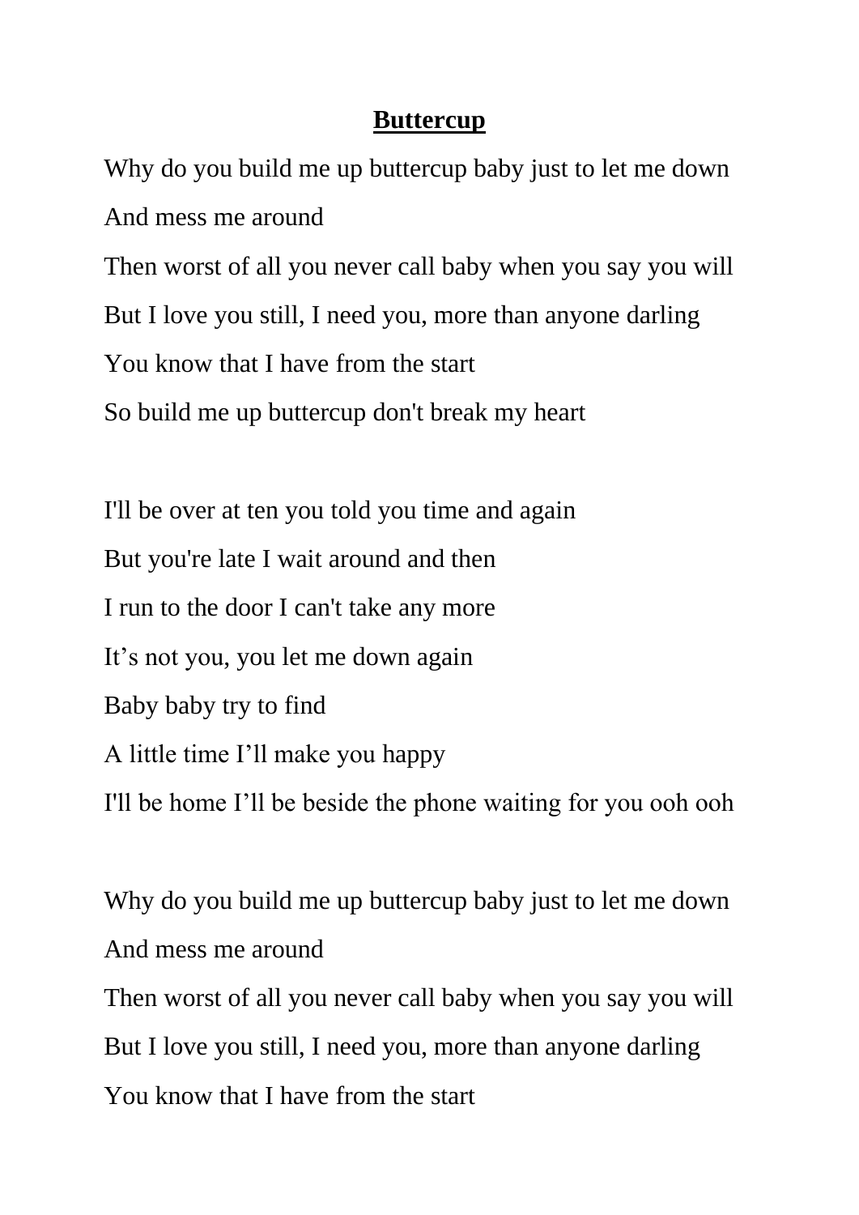**Buttercup**

Why do you build me up buttercup baby just to let me down

And mess me around

Then worst of all you never call baby when you say you will

But I love you still, I need you, more than anyone darling

You know that I have from the start

So build me up buttercup don't break my heart

I'll be over at ten you told you time and again

But you're late I wait around and then

I run to the door I can't take any more

It's not you, you let me down again

Baby baby try to find

A little time I'll make you happy

I'll be home I'll be beside the phone waiting for you ooh ooh

Why do you build me up buttercup baby just to let me down

And mess me around

Then worst of all you never call baby when you say you will

But I love you still, I need you, more than anyone darling

You know that I have from the start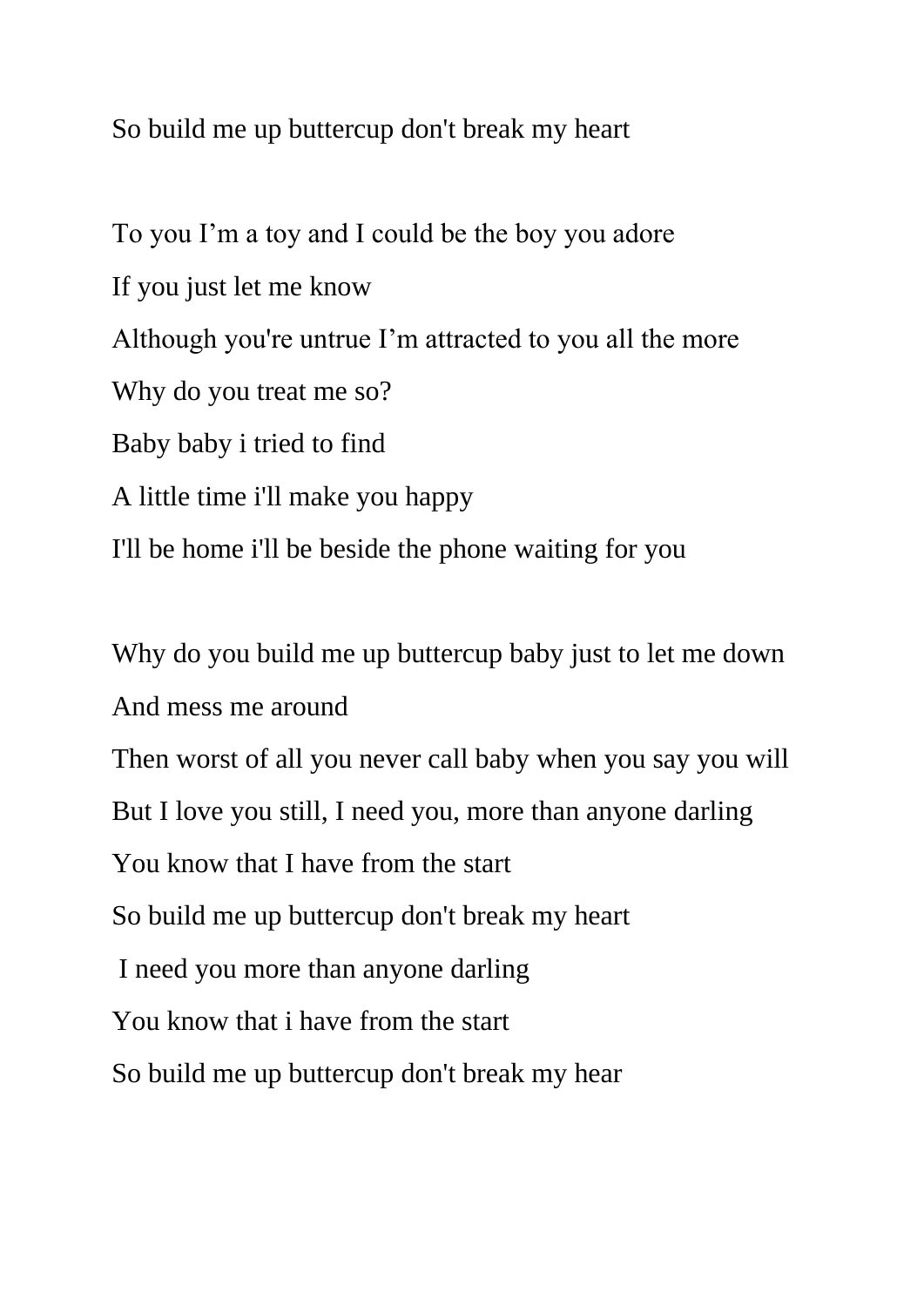So build me up buttercup don't break my heart

To you I'm a toy and I could be the boy you adore
If you just let me know
Although you're untrue I'm attracted to you all the more
Why do you treat me so?
Baby baby i tried to find
A little time i'll make you happy
I'll be home i'll be beside the phone waiting for you

Why do you build me up buttercup baby just to let me down
And mess me around
Then worst of all you never call baby when you say you will
But I love you still, I need you, more than anyone darling
You know that I have from the start
So build me up buttercup don't break my heart
I need you more than anyone darling
You know that i have from the start
So build me up buttercup don't break my hear